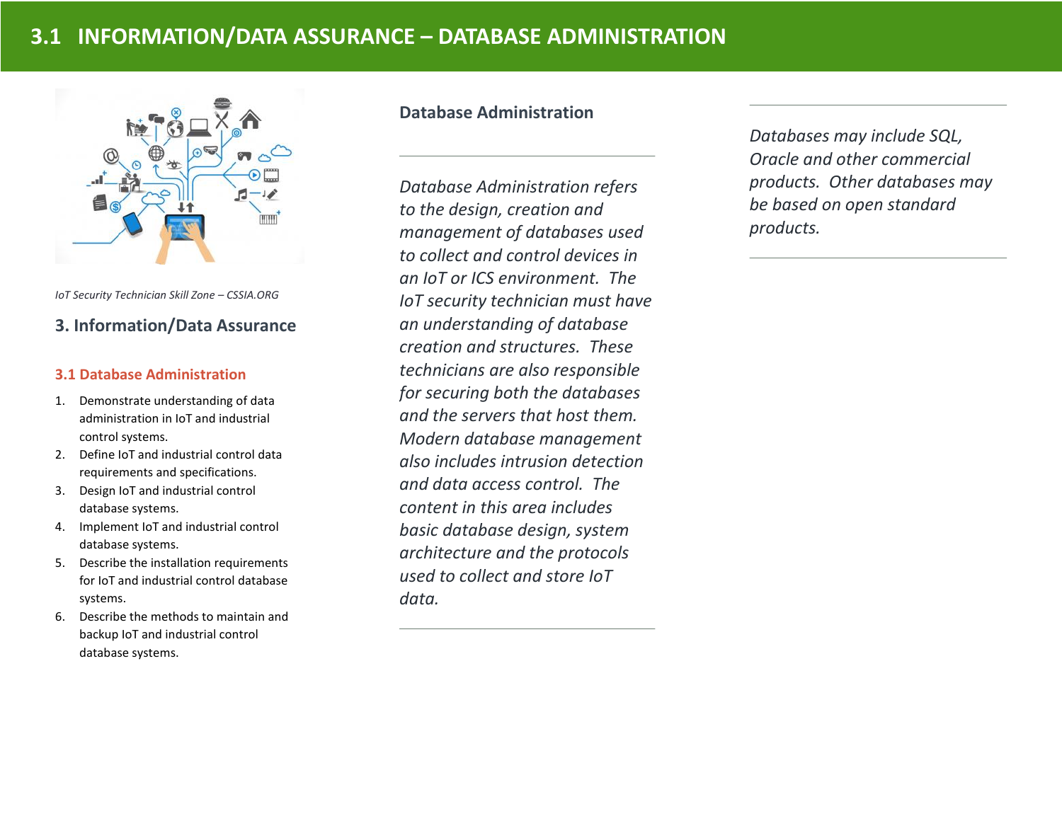# 3.1 INFORMATION/DATA ASSURANCE – DATABASE ADMINISTRATION

*IoT Security Technician Skill Zone – CSSIA.ORG*

## 3. Information/Data Assurance

### 3.1 Database Administration

1. Demonstrate understanding of data administration in IoT and industrial control systems.
2. Define IoT and industrial control data requirements and specifications.
3. Design IoT and industrial control database systems.
4. Implement IoT and industrial control database systems.
5. Describe the installation requirements for IoT and industrial control database systems.
6. Describe the methods to maintain and backup IoT and industrial control database systems.

## Database Administration

*Database Administration refers to the design, creation and management of databases used to collect and control devices in an IoT or ICS environment. The IoT security technician must have an understanding of database creation and structures. These technicians are also responsible for securing both the databases and the servers that host them. Modern database management also includes intrusion detection and data access control. The content in this area includes basic database design, system architecture and the protocols used to collect and store IoT data.*

*Databases may include SQL, Oracle and other commercial products. Other databases may be based on open standard products.*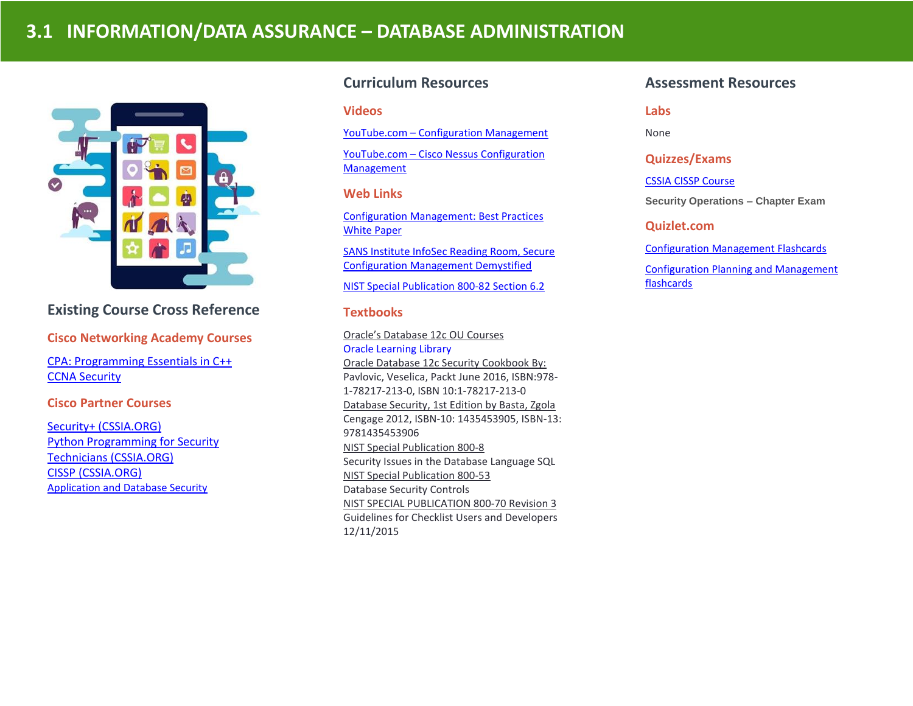# 3.1 INFORMATION/DATA ASSURANCE – DATABASE ADMINISTRATION

## Existing Course Cross Reference

### Cisco Networking Academy Courses

CPA: Programming Essentials in C++
CCNA Security

### Cisco Partner Courses

Security+ (CSSIA.ORG)
Python Programming for Security
Technicians (CSSIA.ORG)
CISSP (CSSIA.ORG)
Application and Database Security

## Curriculum Resources

### Videos

YouTube.com – Configuration Management

YouTube.com – Cisco Nessus Configuration Management

### Web Links

Configuration Management: Best Practices White Paper

SANS Institute InfoSec Reading Room, Secure Configuration Management Demystified

NIST Special Publication 800-82 Section 6.2

### Textbooks

Oracle's Database 12c OU Courses
Oracle Learning Library
Oracle Database 12c Security Cookbook By:
Pavlovic, Veselica, Packt June 2016, ISBN:978-1-78217-213-0, ISBN 10:1-78217-213-0
Database Security, 1st Edition by Basta, Zgola
Cengage 2012, ISBN-10: 1435453905, ISBN-13: 9781435453906
NIST Special Publication 800-8
Security Issues in the Database Language SQL
NIST Special Publication 800-53
Database Security Controls
NIST SPECIAL PUBLICATION 800-70 Revision 3
Guidelines for Checklist Users and Developers
12/11/2015

## Assessment Resources

### Labs

None

### Quizzes/Exams

CSSIA CISSP Course

**Security Operations – Chapter Exam**

### Quizlet.com

Configuration Management Flashcards

Configuration Planning and Management flashcards